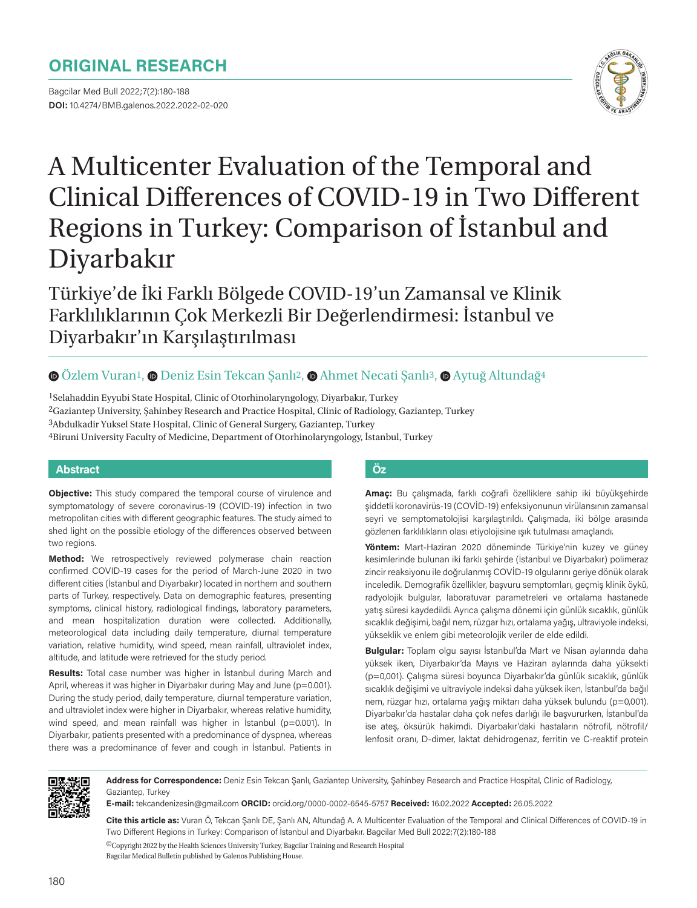ORIGINAL RESEARCH

DOI: 10.4274/BMB.galenos.2022.2022-02-020

# A Multicenter Evaluation of the Temporal and Clinical Differences of COVID-19 in Two Different Regions in Turkey: Comparison of İstanbul and Diyarbakır

## Türkiye'de İki Farklı Bölgede COVID-19'un Zamansal ve Klinik Farklılıklarının Çok Merkezli Bir Değerlendirmesi: İstanbul ve Diyarbakır'ın Karşılaştırılması

Özlem Vuran[1], Deniz Esin Tekcan Şanlı[2], Ahmet Necati Şanlı[3], Aytuğ Altundağ[4]

[1]Selahaddin Eyyubi State Hospital, Clinic of Otorhinolaryngology, Diyarbakır, Turkey
[2]Gaziantep University, Şahinbey Research and Practice Hospital, Clinic of Radiology, Gaziantep, Turkey
[3]Abdulkadir Yuksel State Hospital, Clinic of General Surgery, Gaziantep, Turkey
[4]Biruni University Faculty of Medicine, Department of Otorhinolaryngology, İstanbul, Turkey

### Abstract

**Objective:** This study compared the temporal course of virulence and symptomatology of severe coronavirus-19 (COVID-19) infection in two metropolitan cities with different geographic features. The study aimed to shed light on the possible etiology of the differences observed between two regions.

**Method:** We retrospectively reviewed polymerase chain reaction confirmed COVID-19 cases for the period of March-June 2020 in two different cities (İstanbul and Diyarbakır) located in northern and southern parts of Turkey, respectively. Data on demographic features, presenting symptoms, clinical history, radiological findings, laboratory parameters, and mean hospitalization duration were collected. Additionally, meteorological data including daily temperature, diurnal temperature variation, relative humidity, wind speed, mean rainfall, ultraviolet index, altitude, and latitude were retrieved for the study period.

**Results:** Total case number was higher in İstanbul during March and April, whereas it was higher in Diyarbakır during May and June (p=0.001). During the study period, daily temperature, diurnal temperature variation, and ultraviolet index were higher in Diyarbakır, whereas relative humidity, wind speed, and mean rainfall was higher in İstanbul (p=0.001). In Diyarbakır, patients presented with a predominance of dyspnea, whereas there was a predominance of fever and cough in İstanbul. Patients in

### Öz

**Amaç:** Bu çalışmada, farklı coğrafi özelliklere sahip iki büyükşehirde şiddetli koronavirüs-19 (COVİD-19) enfeksiyonunun virülansının zamansal seyri ve semptomatolojisi karşılaştırıldı. Çalışmada, iki bölge arasında gözlenen farklılıkların olası etiyolojisine ışık tutulması amaçlandı.

**Yöntem:** Mart-Haziran 2020 döneminde Türkiye'nin kuzey ve güney kesimlerinde bulunan iki farklı şehirde (İstanbul ve Diyarbakır) polimeraz zincir reaksiyonu ile doğrulanmış COVİD-19 olgularını geriye dönük olarak inceledik. Demografik özellikler, başvuru semptomları, geçmiş klinik öykü, radyolojik bulgular, laboratuvar parametreleri ve ortalama hastanede yatış süresi kaydedildi. Ayrıca çalışma dönemi için günlük sıcaklık, günlük sıcaklık değişimi, bağıl nem, rüzgar hızı, ortalama yağış, ultraviyole indeksi, yükseklik ve enlem gibi meteorolojik veriler de elde edildi.

**Bulgular:** Toplam olgu sayısı İstanbul'da Mart ve Nisan aylarında daha yüksek iken, Diyarbakır'da Mayıs ve Haziran aylarında daha yüksekti (p=0,001). Çalışma süresi boyunca Diyarbakır'da günlük sıcaklık, günlük sıcaklık değişimi ve ultraviyole indeksi daha yüksek iken, İstanbul'da bağıl nem, rüzgar hızı, ortalama yağış miktarı daha yüksek bulundu (p=0,001). Diyarbakır'da hastalar daha çok nefes darlığı ile başvururken, İstanbul'da ise ateş, öksürük hakimdi. Diyarbakır'daki hastaların nötrofil, nötrofil/lenfosit oranı, D-dimer, laktat dehidrogenaz, ferritin ve C-reaktif protein

---

**Address for Correspondence:** Deniz Esin Tekcan Şanlı, Gaziantep University, Şahinbey Research and Practice Hospital, Clinic of Radiology, Gaziantep, Turkey

**E-mail:** tekcandenizesin@gmail.com **ORCID:** orcid.org/0000-0002-6545-5757 **Received:** 16.02.2022 **Accepted:** 26.05.2022

**Cite this article as:** Vuran Ö, Tekcan Şanlı DE, Şanlı AN, Altundağ A. A Multicenter Evaluation of the Temporal and Clinical Differences of COVID-19 in Two Different Regions in Turkey: Comparison of İstanbul and Diyarbakır. Bagcilar Med Bull 2022;7(2):180-188

©Copyright 2022 by the Health Sciences University Turkey, Bagcilar Training and Research Hospital
Bagcilar Medical Bulletin published by Galenos Publishing House.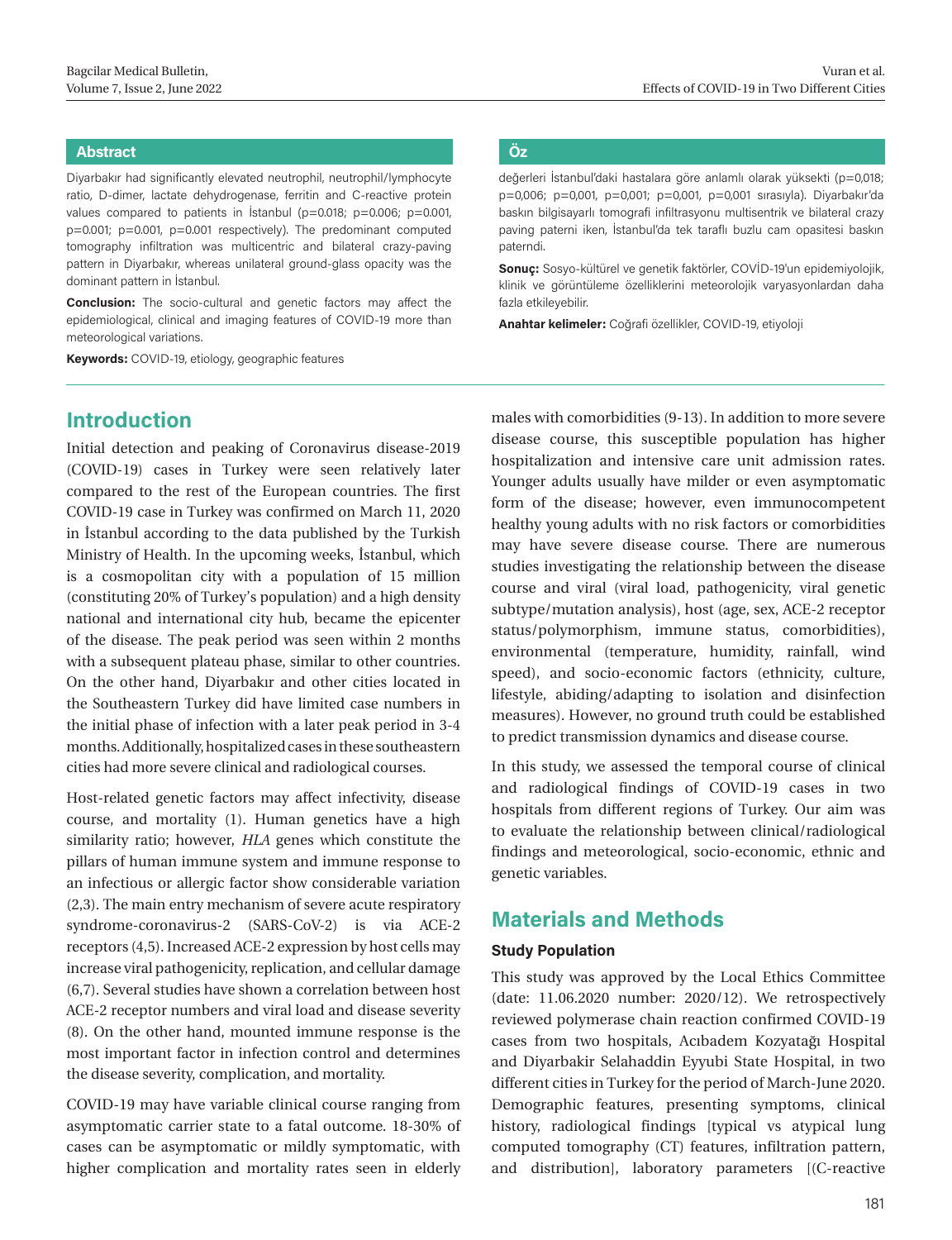## Abstract

Diyarbakır had significantly elevated neutrophil, neutrophil/lymphocyte ratio, D-dimer, lactate dehydrogenase, ferritin and C-reactive protein values compared to patients in İstanbul (p=0.018; p=0.006; p=0.001, p=0.001; p=0.001, p=0.001 respectively). The predominant computed tomography infiltration was multicentric and bilateral crazy-paving pattern in Diyarbakır, whereas unilateral ground-glass opacity was the dominant pattern in İstanbul.

**Conclusion:** The socio-cultural and genetic factors may affect the epidemiological, clinical and imaging features of COVID-19 more than meteorological variations.

**Keywords:** COVID-19, etiology, geographic features

## Öz

değerleri İstanbul'daki hastalara göre anlamlı olarak yüksekti (p=0,018; p=0,006; p=0,001, p=0,001; p=0,001, p=0,001 sırasıyla). Diyarbakır'da baskın bilgisayarlı tomografi infiltrasyonu multisentrik ve bilateral crazy paving paterni iken, İstanbul'da tek taraflı buzlu cam opasitesi baskın paterndi.

**Sonuç:** Sosyo-kültürel ve genetik faktörler, COVİD-19'un epidemiyolojik, klinik ve görüntüleme özelliklerini meteorolojik varyasyonlardan daha fazla etkileyebilir.

**Anahtar kelimeler:** Coğrafi özellikler, COVID-19, etiyoloji

## Introduction

Initial detection and peaking of Coronavirus disease-2019 (COVID-19) cases in Turkey were seen relatively later compared to the rest of the European countries. The first COVID-19 case in Turkey was confirmed on March 11, 2020 in İstanbul according to the data published by the Turkish Ministry of Health. In the upcoming weeks, İstanbul, which is a cosmopolitan city with a population of 15 million (constituting 20% of Turkey's population) and a high density national and international city hub, became the epicenter of the disease. The peak period was seen within 2 months with a subsequent plateau phase, similar to other countries. On the other hand, Diyarbakır and other cities located in the Southeastern Turkey did have limited case numbers in the initial phase of infection with a later peak period in 3-4 months. Additionally, hospitalized cases in these southeastern cities had more severe clinical and radiological courses.

Host-related genetic factors may affect infectivity, disease course, and mortality (1). Human genetics have a high similarity ratio; however, *HLA* genes which constitute the pillars of human immune system and immune response to an infectious or allergic factor show considerable variation (2,3). The main entry mechanism of severe acute respiratory syndrome-coronavirus-2 (SARS-CoV-2) is via ACE-2 receptors (4,5). Increased ACE-2 expression by host cells may increase viral pathogenicity, replication, and cellular damage (6,7). Several studies have shown a correlation between host ACE-2 receptor numbers and viral load and disease severity (8). On the other hand, mounted immune response is the most important factor in infection control and determines the disease severity, complication, and mortality.

COVID-19 may have variable clinical course ranging from asymptomatic carrier state to a fatal outcome. 18-30% of cases can be asymptomatic or mildly symptomatic, with higher complication and mortality rates seen in elderly males with comorbidities (9-13). In addition to more severe disease course, this susceptible population has higher hospitalization and intensive care unit admission rates. Younger adults usually have milder or even asymptomatic form of the disease; however, even immunocompetent healthy young adults with no risk factors or comorbidities may have severe disease course. There are numerous studies investigating the relationship between the disease course and viral (viral load, pathogenicity, viral genetic subtype/mutation analysis), host (age, sex, ACE-2 receptor status/polymorphism, immune status, comorbidities), environmental (temperature, humidity, rainfall, wind speed), and socio-economic factors (ethnicity, culture, lifestyle, abiding/adapting to isolation and disinfection measures). However, no ground truth could be established to predict transmission dynamics and disease course.

In this study, we assessed the temporal course of clinical and radiological findings of COVID-19 cases in two hospitals from different regions of Turkey. Our aim was to evaluate the relationship between clinical/radiological findings and meteorological, socio-economic, ethnic and genetic variables.

## Materials and Methods

### Study Population

This study was approved by the Local Ethics Committee (date: 11.06.2020 number: 2020/12). We retrospectively reviewed polymerase chain reaction confirmed COVID-19 cases from two hospitals, Acıbadem Kozyatağı Hospital and Diyarbakir Selahaddin Eyyubi State Hospital, in two different cities in Turkey for the period of March-June 2020. Demographic features, presenting symptoms, clinical history, radiological findings [typical vs atypical lung computed tomography (CT) features, infiltration pattern, and distribution], laboratory parameters [(C-reactive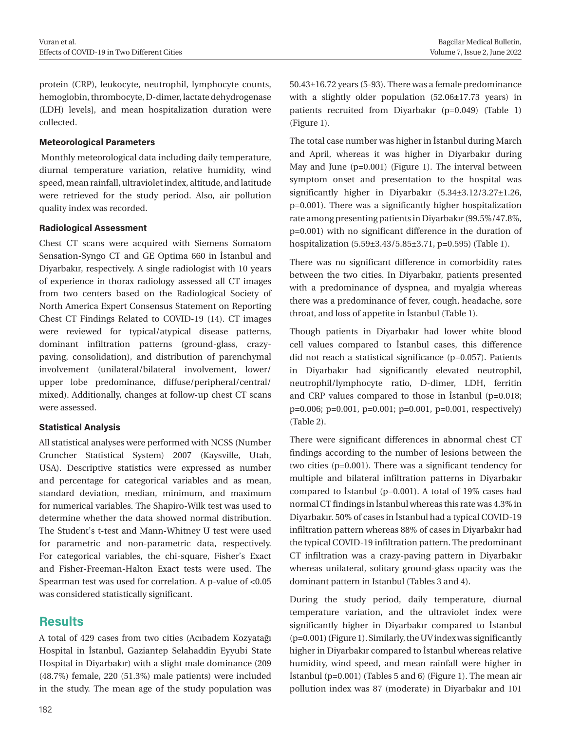protein (CRP), leukocyte, neutrophil, lymphocyte counts, hemoglobin, thrombocyte, D-dimer, lactate dehydrogenase (LDH) levels], and mean hospitalization duration were collected.

### Meteorological Parameters

Monthly meteorological data including daily temperature, diurnal temperature variation, relative humidity, wind speed, mean rainfall, ultraviolet index, altitude, and latitude were retrieved for the study period. Also, air pollution quality index was recorded.

### Radiological Assessment

Chest CT scans were acquired with Siemens Somatom Sensation-Syngo CT and GE Optima 660 in İstanbul and Diyarbakır, respectively. A single radiologist with 10 years of experience in thorax radiology assessed all CT images from two centers based on the Radiological Society of North America Expert Consensus Statement on Reporting Chest CT Findings Related to COVID-19 (14). CT images were reviewed for typical/atypical disease patterns, dominant infiltration patterns (ground-glass, crazy-paving, consolidation), and distribution of parenchymal involvement (unilateral/bilateral involvement, lower/upper lobe predominance, diffuse/peripheral/central/mixed). Additionally, changes at follow-up chest CT scans were assessed.

### Statistical Analysis

All statistical analyses were performed with NCSS (Number Cruncher Statistical System) 2007 (Kaysville, Utah, USA). Descriptive statistics were expressed as number and percentage for categorical variables and as mean, standard deviation, median, minimum, and maximum for numerical variables. The Shapiro-Wilk test was used to determine whether the data showed normal distribution. The Student's t-test and Mann-Whitney U test were used for parametric and non-parametric data, respectively. For categorical variables, the chi-square, Fisher's Exact and Fisher-Freeman-Halton Exact tests were used. The Spearman test was used for correlation. A p-value of <0.05 was considered statistically significant.

## Results

A total of 429 cases from two cities (Acıbadem Kozyatağı Hospital in İstanbul, Gaziantep Selahaddin Eyyubi State Hospital in Diyarbakır) with a slight male dominance (209 (48.7%) female, 220 (51.3%) male patients) were included in the study. The mean age of the study population was 50.43±16.72 years (5-93). There was a female predominance with a slightly older population (52.06±17.73 years) in patients recruited from Diyarbakır (p=0.049) (Table 1) (Figure 1).

The total case number was higher in İstanbul during March and April, whereas it was higher in Diyarbakır during May and June (p=0.001) (Figure 1). The interval between symptom onset and presentation to the hospital was significantly higher in Diyarbakır (5.34±3.12/3.27±1.26, p=0.001). There was a significantly higher hospitalization rate among presenting patients in Diyarbakır (99.5%/47.8%, p=0.001) with no significant difference in the duration of hospitalization (5.59±3.43/5.85±3.71, p=0.595) (Table 1).

There was no significant difference in comorbidity rates between the two cities. In Diyarbakır, patients presented with a predominance of dyspnea, and myalgia whereas there was a predominance of fever, cough, headache, sore throat, and loss of appetite in İstanbul (Table 1).

Though patients in Diyarbakır had lower white blood cell values compared to İstanbul cases, this difference did not reach a statistical significance (p=0.057). Patients in Diyarbakır had significantly elevated neutrophil, neutrophil/lymphocyte ratio, D-dimer, LDH, ferritin and CRP values compared to those in İstanbul (p=0.018; p=0.006; p=0.001, p=0.001; p=0.001, p=0.001, respectively) (Table 2).

There were significant differences in abnormal chest CT findings according to the number of lesions between the two cities (p=0.001). There was a significant tendency for multiple and bilateral infiltration patterns in Diyarbakır compared to İstanbul (p=0.001). A total of 19% cases had normal CT findings in İstanbul whereas this rate was 4.3% in Diyarbakır. 50% of cases in İstanbul had a typical COVID-19 infiltration pattern whereas 88% of cases in Diyarbakır had the typical COVID-19 infiltration pattern. The predominant CT infiltration was a crazy-paving pattern in Diyarbakır whereas unilateral, solitary ground-glass opacity was the dominant pattern in Istanbul (Tables 3 and 4).

During the study period, daily temperature, diurnal temperature variation, and the ultraviolet index were significantly higher in Diyarbakır compared to İstanbul (p=0.001) (Figure 1). Similarly, the UV index was significantly higher in Diyarbakır compared to İstanbul whereas relative humidity, wind speed, and mean rainfall were higher in İstanbul (p=0.001) (Tables 5 and 6) (Figure 1). The mean air pollution index was 87 (moderate) in Diyarbakır and 101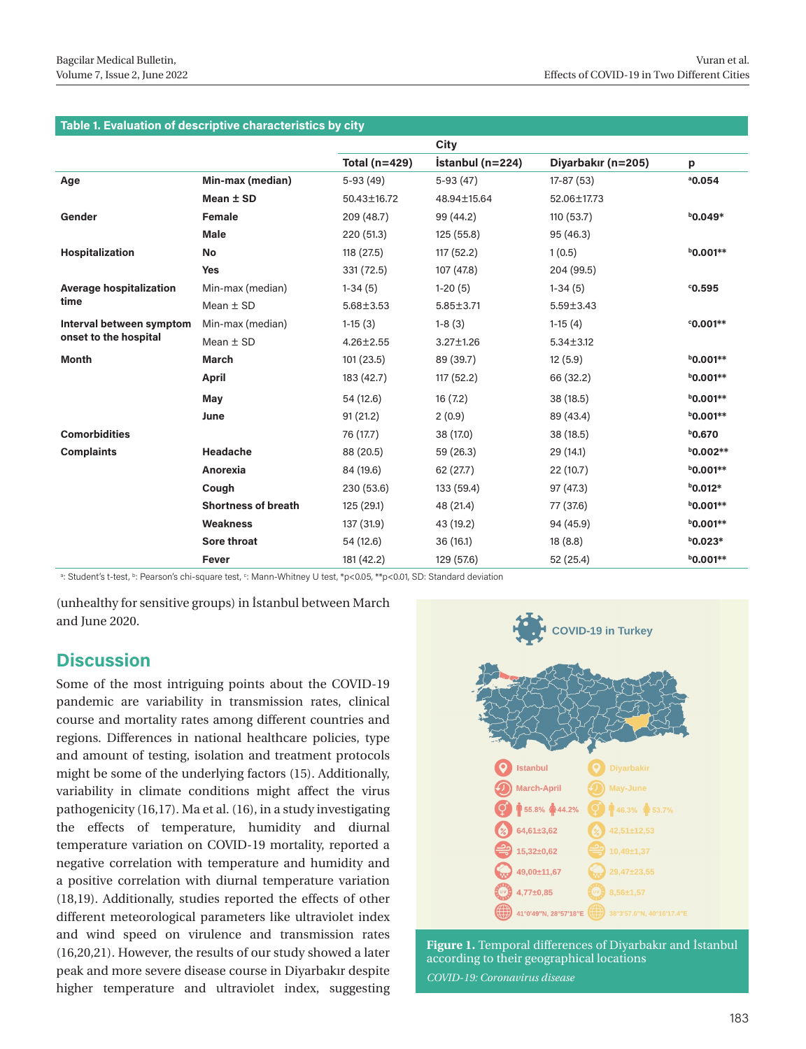**Table 1. Evaluation of descriptive characteristics by city**

| | | | City | | |
|---|---|---|---|---|---|
| | | Total (n=429) | İstanbul (n=224) | Diyarbakır (n=205) | p |
| **Age** | **Min-max (median)** | 5-93 (49) | 5-93 (47) | 17-87 (53) | ᵃ0.054 |
| | **Mean ± SD** | 50.43±16.72 | 48.94±15.64 | 52.06±17.73 | |
| **Gender** | **Female** | 209 (48.7) | 99 (44.2) | 110 (53.7) | ᵇ0.049* |
| | **Male** | 220 (51.3) | 125 (55.8) | 95 (46.3) | |
| **Hospitalization** | **No** | 118 (27.5) | 117 (52.2) | 1 (0.5) | ᵇ0.001** |
| | **Yes** | 331 (72.5) | 107 (47.8) | 204 (99.5) | |
| **Average hospitalization time** | Min-max (median) | 1-34 (5) | 1-20 (5) | 1-34 (5) | ᶜ0.595 |
| | Mean ± SD | 5.68±3.53 | 5.85±3.71 | 5.59±3.43 | |
| **Interval between symptom onset to the hospital** | Min-max (median) | 1-15 (3) | 1-8 (3) | 1-15 (4) | ᶜ0.001** |
| | Mean ± SD | 4.26±2.55 | 3.27±1.26 | 5.34±3.12 | |
| **Month** | **March** | 101 (23.5) | 89 (39.7) | 12 (5.9) | ᵇ0.001** |
| | **April** | 183 (42.7) | 117 (52.2) | 66 (32.2) | ᵇ0.001** |
| | **May** | 54 (12.6) | 16 (7.2) | 38 (18.5) | ᵇ0.001** |
| | **June** | 91 (21.2) | 2 (0.9) | 89 (43.4) | ᵇ0.001** |
| **Comorbidities** | | 76 (17.7) | 38 (17.0) | 38 (18.5) | ᵇ0.670 |
| **Complaints** | **Headache** | 88 (20.5) | 59 (26.3) | 29 (14.1) | ᵇ0.002** |
| | **Anorexia** | 84 (19.6) | 62 (27.7) | 22 (10.7) | ᵇ0.001** |
| | **Cough** | 230 (53.6) | 133 (59.4) | 97 (47.3) | ᵇ0.012* |
| | **Shortness of breath** | 125 (29.1) | 48 (21.4) | 77 (37.6) | ᵇ0.001** |
| | **Weakness** | 137 (31.9) | 43 (19.2) | 94 (45.9) | ᵇ0.001** |
| | **Sore throat** | 54 (12.6) | 36 (16.1) | 18 (8.8) | ᵇ0.023* |
| | **Fever** | 181 (42.2) | 129 (57.6) | 52 (25.4) | ᵇ0.001** |

[a]: Student's t-test, [b]: Pearson's chi-square test, [c]: Mann-Whitney U test, *p<0.05, **p<0.01, SD: Standard deviation

(unhealthy for sensitive groups) in İstanbul between March and June 2020.

## Discussion

Some of the most intriguing points about the COVID-19 pandemic are variability in transmission rates, clinical course and mortality rates among different countries and regions. Differences in national healthcare policies, type and amount of testing, isolation and treatment protocols might be some of the underlying factors (15). Additionally, variability in climate conditions might affect the virus pathogenicity (16,17). Ma et al. (16), in a study investigating the effects of temperature, humidity and diurnal temperature variation on COVID-19 mortality, reported a negative correlation with temperature and humidity and a positive correlation with diurnal temperature variation (18,19). Additionally, studies reported the effects of other different meteorological parameters like ultraviolet index and wind speed on virulence and transmission rates (16,20,21). However, the results of our study showed a later peak and more severe disease course in Diyarbakır despite higher temperature and ultraviolet index, suggesting

**Figure 1.** Temporal differences of Diyarbakır and İstanbul according to their geographical locations

*COVID-19: Coronavirus disease*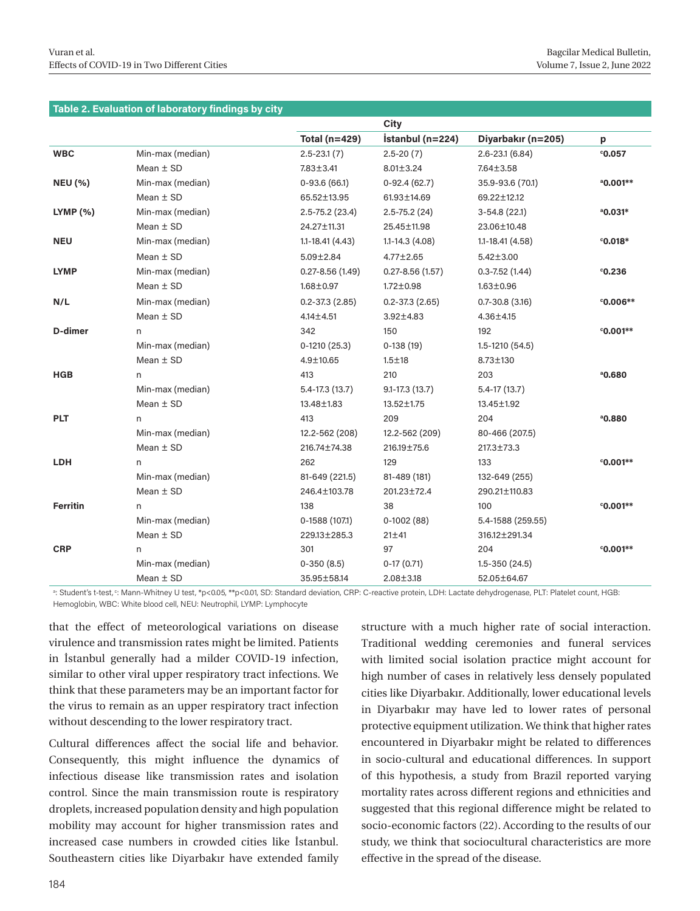**Table 2. Evaluation of laboratory findings by city**

| | | | City | | |
|---|---|---|---|---|---|
| | | Total (n=429) | İstanbul (n=224) | Diyarbakır (n=205) | p |
| **WBC** | Min-max (median) | 2.5-23.1 (7) | 2.5-20 (7) | 2.6-23.1 (6.84) | [c]**0.057** |
| | Mean ± SD | 7.83±3.41 | 8.01±3.24 | 7.64±3.58 | |
| **NEU (%)** | Min-max (median) | 0-93.6 (66.1) | 0-92.4 (62.7) | 35.9-93.6 (70.1) | [a]**0.001**** |
| | Mean ± SD | 65.52±13.95 | 61.93±14.69 | 69.22±12.12 | |
| **LYMP (%)** | Min-max (median) | 2.5-75.2 (23.4) | 2.5-75.2 (24) | 3-54.8 (22.1) | [a]**0.031*** |
| | Mean ± SD | 24.27±11.31 | 25.45±11.98 | 23.06±10.48 | |
| **NEU** | Min-max (median) | 1.1-18.41 (4.43) | 1.1-14.3 (4.08) | 1.1-18.41 (4.58) | [c]**0.018*** |
| | Mean ± SD | 5.09±2.84 | 4.77±2.65 | 5.42±3.00 | |
| **LYMP** | Min-max (median) | 0.27-8.56 (1.49) | 0.27-8.56 (1.57) | 0.3-7.52 (1.44) | [c]**0.236** |
| | Mean ± SD | 1.68±0.97 | 1.72±0.98 | 1.63±0.96 | |
| **N/L** | Min-max (median) | 0.2-37.3 (2.85) | 0.2-37.3 (2.65) | 0.7-30.8 (3.16) | [c]**0.006**** |
| | Mean ± SD | 4.14±4.51 | 3.92±4.83 | 4.36±4.15 | |
| **D-dimer** | n | 342 | 150 | 192 | [c]**0.001**** |
| | Min-max (median) | 0-1210 (25.3) | 0-138 (19) | 1.5-1210 (54.5) | |
| | Mean ± SD | 4.9±10.65 | 1.5±18 | 8.73±130 | |
| **HGB** | n | 413 | 210 | 203 | [a]**0.680** |
| | Min-max (median) | 5.4-17.3 (13.7) | 9.1-17.3 (13.7) | 5.4-17 (13.7) | |
| | Mean ± SD | 13.48±1.83 | 13.52±1.75 | 13.45±1.92 | |
| **PLT** | n | 413 | 209 | 204 | [a]**0.880** |
| | Min-max (median) | 12.2-562 (208) | 12.2-562 (209) | 80-466 (207.5) | |
| | Mean ± SD | 216.74±74.38 | 216.19±75.6 | 217.3±73.3 | |
| **LDH** | n | 262 | 129 | 133 | [c]**0.001**** |
| | Min-max (median) | 81-649 (221.5) | 81-489 (181) | 132-649 (255) | |
| | Mean ± SD | 246.4±103.78 | 201.23±72.4 | 290.21±110.83 | |
| **Ferritin** | n | 138 | 38 | 100 | [c]**0.001**** |
| | Min-max (median) | 0-1588 (107.1) | 0-1002 (88) | 5.4-1588 (259.55) | |
| | Mean ± SD | 229.13±285.3 | 21±41 | 316.12±291.34 | |
| **CRP** | n | 301 | 97 | 204 | [c]**0.001**** |
| | Min-max (median) | 0-350 (8.5) | 0-17 (0.71) | 1.5-350 (24.5) | |
| | Mean ± SD | 35.95±58.14 | 2.08±3.18 | 52.05±64.67 | |

[a]: Student's t-test, [c]: Mann-Whitney U test, *p<0.05, **p<0.01, SD: Standard deviation, CRP: C-reactive protein, LDH: Lactate dehydrogenase, PLT: Platelet count, HGB: Hemoglobin, WBC: White blood cell, NEU: Neutrophil, LYMP: Lymphocyte

that the effect of meteorological variations on disease virulence and transmission rates might be limited. Patients in İstanbul generally had a milder COVID-19 infection, similar to other viral upper respiratory tract infections. We think that these parameters may be an important factor for the virus to remain as an upper respiratory tract infection without descending to the lower respiratory tract.

Cultural differences affect the social life and behavior. Consequently, this might influence the dynamics of infectious disease like transmission rates and isolation control. Since the main transmission route is respiratory droplets, increased population density and high population mobility may account for higher transmission rates and increased case numbers in crowded cities like İstanbul. Southeastern cities like Diyarbakır have extended family structure with a much higher rate of social interaction. Traditional wedding ceremonies and funeral services with limited social isolation practice might account for high number of cases in relatively less densely populated cities like Diyarbakır. Additionally, lower educational levels in Diyarbakır may have led to lower rates of personal protective equipment utilization. We think that higher rates encountered in Diyarbakır might be related to differences in socio-cultural and educational differences. In support of this hypothesis, a study from Brazil reported varying mortality rates across different regions and ethnicities and suggested that this regional difference might be related to socio-economic factors (22). According to the results of our study, we think that sociocultural characteristics are more effective in the spread of the disease.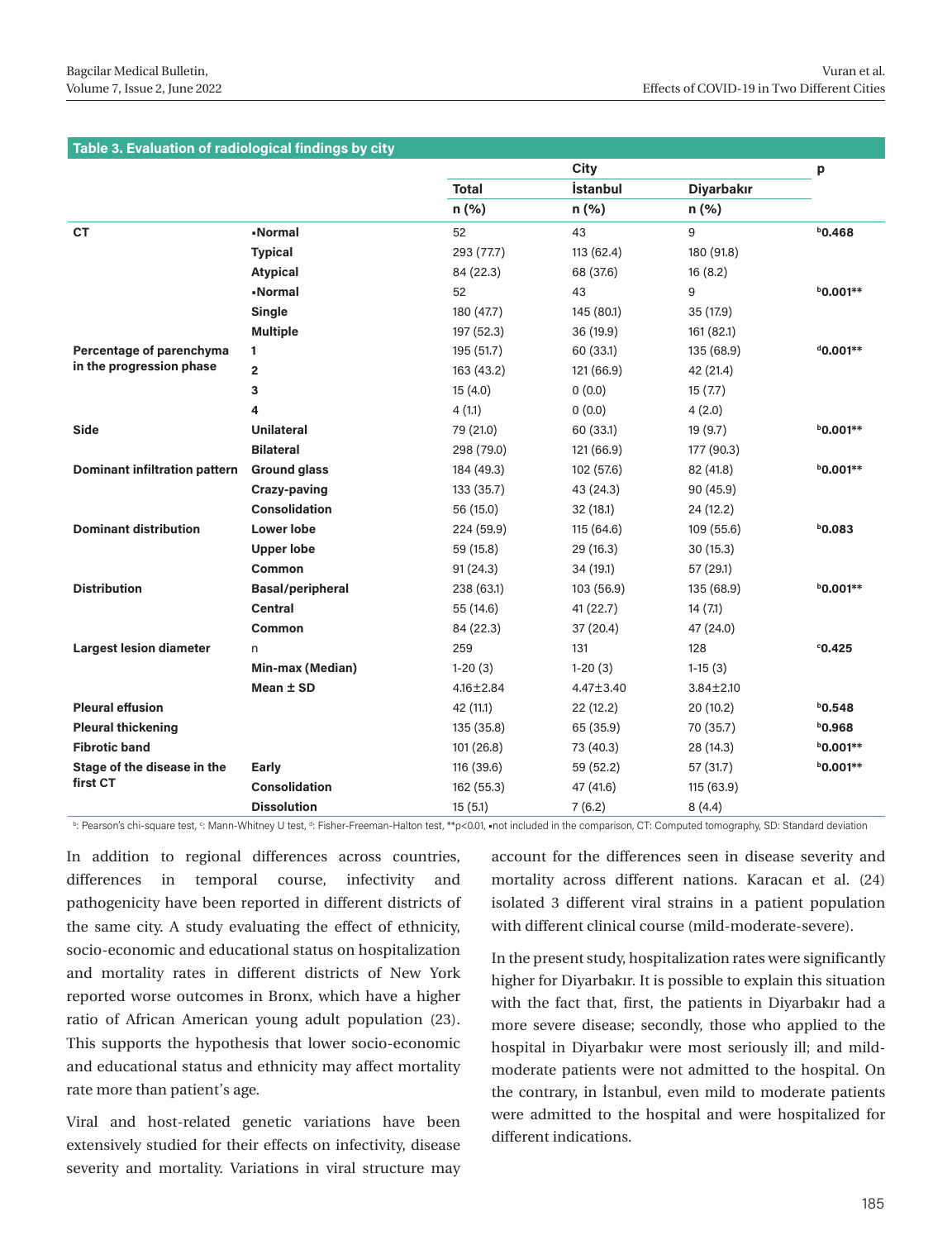**Table 3. Evaluation of radiological findings by city**

| | | City | | | p |
|---|---|---|---|---|---|
| | | Total | İstanbul | Diyarbakır | |
| | | n (%) | n (%) | n (%) | |
| **CT** | ▪Normal | 52 | 43 | 9 | [b]0.468 |
| | Typical | 293 (77.7) | 113 (62.4) | 180 (91.8) | |
| | Atypical | 84 (22.3) | 68 (37.6) | 16 (8.2) | |
| | ▪Normal | 52 | 43 | 9 | [b]0.001** |
| | Single | 180 (47.7) | 145 (80.1) | 35 (17.9) | |
| | Multiple | 197 (52.3) | 36 (19.9) | 161 (82.1) | |
| **Percentage of parenchyma in the progression phase** | 1 | 195 (51.7) | 60 (33.1) | 135 (68.9) | [d]0.001** |
| | 2 | 163 (43.2) | 121 (66.9) | 42 (21.4) | |
| | 3 | 15 (4.0) | 0 (0.0) | 15 (7.7) | |
| | 4 | 4 (1.1) | 0 (0.0) | 4 (2.0) | |
| **Side** | Unilateral | 79 (21.0) | 60 (33.1) | 19 (9.7) | [b]0.001** |
| | Bilateral | 298 (79.0) | 121 (66.9) | 177 (90.3) | |
| **Dominant infiltration pattern** | Ground glass | 184 (49.3) | 102 (57.6) | 82 (41.8) | [b]0.001** |
| | Crazy-paving | 133 (35.7) | 43 (24.3) | 90 (45.9) | |
| | Consolidation | 56 (15.0) | 32 (18.1) | 24 (12.2) | |
| **Dominant distribution** | Lower lobe | 224 (59.9) | 115 (64.6) | 109 (55.6) | [b]0.083 |
| | Upper lobe | 59 (15.8) | 29 (16.3) | 30 (15.3) | |
| | Common | 91 (24.3) | 34 (19.1) | 57 (29.1) | |
| **Distribution** | Basal/peripheral | 238 (63.1) | 103 (56.9) | 135 (68.9) | [b]0.001** |
| | Central | 55 (14.6) | 41 (22.7) | 14 (7.1) | |
| | Common | 84 (22.3) | 37 (20.4) | 47 (24.0) | |
| **Largest lesion diameter** | n | 259 | 131 | 128 | [c]0.425 |
| | Min-max (Median) | 1-20 (3) | 1-20 (3) | 1-15 (3) | |
| | Mean ± SD | 4.16±2.84 | 4.47±3.40 | 3.84±2.10 | |
| **Pleural effusion** | | 42 (11.1) | 22 (12.2) | 20 (10.2) | [b]0.548 |
| **Pleural thickening** | | 135 (35.8) | 65 (35.9) | 70 (35.7) | [b]0.968 |
| **Fibrotic band** | | 101 (26.8) | 73 (40.3) | 28 (14.3) | [b]0.001** |
| **Stage of the disease in the first CT** | Early | 116 (39.6) | 59 (52.2) | 57 (31.7) | [b]0.001** |
| | Consolidation | 162 (55.3) | 47 (41.6) | 115 (63.9) | |
| | Dissolution | 15 (5.1) | 7 (6.2) | 8 (4.4) | |

[b]: Pearson's chi-square test, [c]: Mann-Whitney U test, [d]: Fisher-Freeman-Halton test, **p<0.01, ▪not included in the comparison, CT: Computed tomography, SD: Standard deviation

In addition to regional differences across countries, differences in temporal course, infectivity and pathogenicity have been reported in different districts of the same city. A study evaluating the effect of ethnicity, socio-economic and educational status on hospitalization and mortality rates in different districts of New York reported worse outcomes in Bronx, which have a higher ratio of African American young adult population (23). This supports the hypothesis that lower socio-economic and educational status and ethnicity may affect mortality rate more than patient's age.

Viral and host-related genetic variations have been extensively studied for their effects on infectivity, disease severity and mortality. Variations in viral structure may account for the differences seen in disease severity and mortality across different nations. Karacan et al. (24) isolated 3 different viral strains in a patient population with different clinical course (mild-moderate-severe).

In the present study, hospitalization rates were significantly higher for Diyarbakır. It is possible to explain this situation with the fact that, first, the patients in Diyarbakır had a more severe disease; secondly, those who applied to the hospital in Diyarbakır were most seriously ill; and mild-moderate patients were not admitted to the hospital. On the contrary, in İstanbul, even mild to moderate patients were admitted to the hospital and were hospitalized for different indications.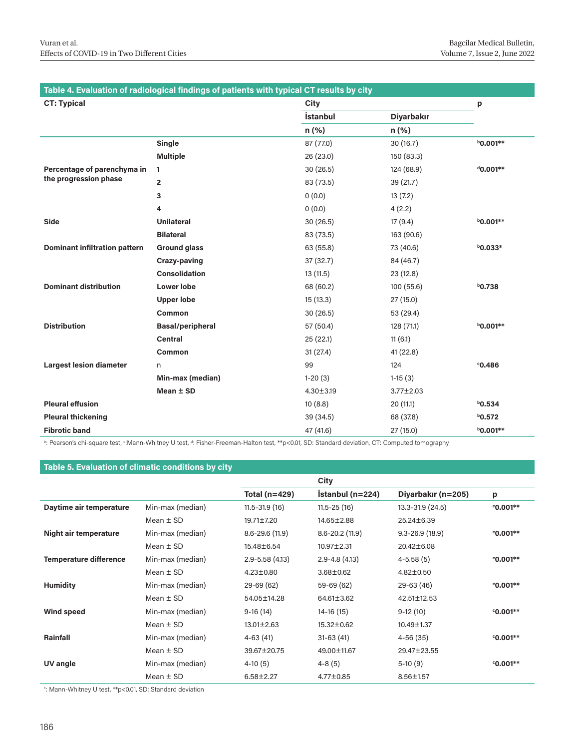**Table 4. Evaluation of radiological findings of patients with typical CT results by city**

| CT: Typical | | City | | p |
|---|---|---|---|---|
| | | İstanbul | Diyarbakır | |
| | | n (%) | n (%) | |
| | **Single** | 87 (77.0) | 30 (16.7) | [b]0.001** |
| | **Multiple** | 26 (23.0) | 150 (83.3) | |
| **Percentage of parenchyma in the progression phase** | **1** | 30 (26.5) | 124 (68.9) | [d]0.001** |
| | **2** | 83 (73.5) | 39 (21.7) | |
| | **3** | 0 (0.0) | 13 (7.2) | |
| | **4** | 0 (0.0) | 4 (2.2) | |
| **Side** | **Unilateral** | 30 (26.5) | 17 (9.4) | [b]0.001** |
| | **Bilateral** | 83 (73.5) | 163 (90.6) | |
| **Dominant infiltration pattern** | **Ground glass** | 63 (55.8) | 73 (40.6) | [b]0.033* |
| | **Crazy-paving** | 37 (32.7) | 84 (46.7) | |
| | **Consolidation** | 13 (11.5) | 23 (12.8) | |
| **Dominant distribution** | **Lower lobe** | 68 (60.2) | 100 (55.6) | [b]0.738 |
| | **Upper lobe** | 15 (13.3) | 27 (15.0) | |
| | **Common** | 30 (26.5) | 53 (29.4) | |
| **Distribution** | **Basal/peripheral** | 57 (50.4) | 128 (71.1) | [b]0.001** |
| | **Central** | 25 (22.1) | 11 (6.1) | |
| | **Common** | 31 (27.4) | 41 (22.8) | |
| **Largest lesion diameter** | n | 99 | 124 | [c]0.486 |
| | **Min-max (median)** | 1-20 (3) | 1-15 (3) | |
| | **Mean ± SD** | 4.30±3.19 | 3.77±2.03 | |
| **Pleural effusion** | | 10 (8.8) | 20 (11.1) | [b]0.534 |
| **Pleural thickening** | | 39 (34.5) | 68 (37.8) | [b]0.572 |
| **Fibrotic band** | | 47 (41.6) | 27 (15.0) | [b]0.001** |

[b]: Pearson's chi-square test, [c]:Mann-Whitney U test, [d]: Fisher-Freeman-Halton test, **p<0.01, SD: Standard deviation, CT: Computed tomography

**Table 5. Evaluation of climatic conditions by city**

| | | City | | | |
|---|---|---|---|---|---|
| | | Total (n=429) | İstanbul (n=224) | Diyarbakır (n=205) | p |
| **Daytime air temperature** | Min-max (median) | 11.5-31.9 (16) | 11.5-25 (16) | 13.3-31.9 (24.5) | [c]0.001** |
| | Mean ± SD | 19.71±7.20 | 14.65±2.88 | 25.24±6.39 | |
| **Night air temperature** | Min-max (median) | 8.6-29.6 (11.9) | 8.6-20.2 (11.9) | 9.3-26.9 (18.9) | [c]0.001** |
| | Mean ± SD | 15.48±6.54 | 10.97±2.31 | 20.42±6.08 | |
| **Temperature difference** | Min-max (median) | 2.9-5.58 (4.13) | 2.9-4.8 (4.13) | 4-5.58 (5) | [c]0.001** |
| | Mean ± SD | 4.23±0.80 | 3.68±0.62 | 4.82±0.50 | |
| **Humidity** | Min-max (median) | 29-69 (62) | 59-69 (62) | 29-63 (46) | [c]0.001** |
| | Mean ± SD | 54.05±14.28 | 64.61±3.62 | 42.51±12.53 | |
| **Wind speed** | Min-max (median) | 9-16 (14) | 14-16 (15) | 9-12 (10) | [c]0.001** |
| | Mean ± SD | 13.01±2.63 | 15.32±0.62 | 10.49±1.37 | |
| **Rainfall** | Min-max (median) | 4-63 (41) | 31-63 (41) | 4-56 (35) | [c]0.001** |
| | Mean ± SD | 39.67±20.75 | 49.00±11.67 | 29.47±23.55 | |
| **UV angle** | Min-max (median) | 4-10 (5) | 4-8 (5) | 5-10 (9) | [c]0.001** |
| | Mean ± SD | 6.58±2.27 | 4.77±0.85 | 8.56±1.57 | |

[c]: Mann-Whitney U test, **p<0.01, SD: Standard deviation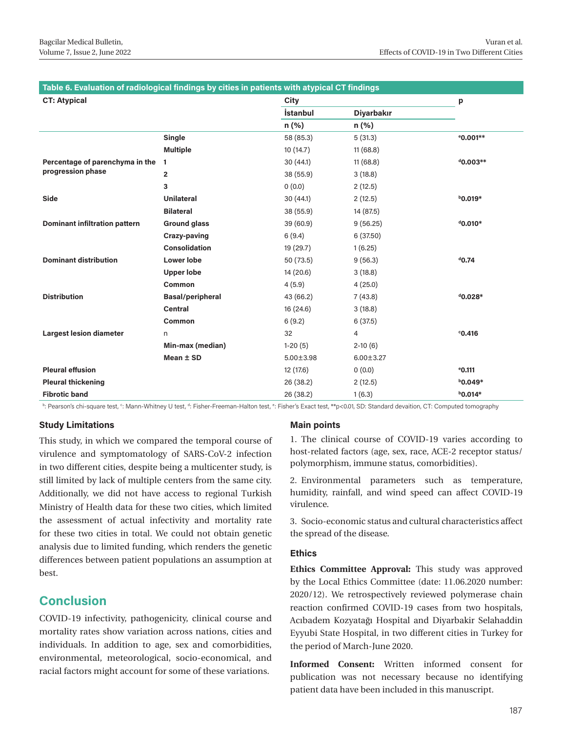**Table 6. Evaluation of radiological findings by cities in patients with atypical CT findings**

| CT: Atypical | | City | | p |
|---|---|---|---|---|
| | | İstanbul | Diyarbakır | |
| | | n (%) | n (%) | |
| | Single | 58 (85.3) | 5 (31.3) | [e]0.001** |
| | Multiple | 10 (14.7) | 11 (68.8) | |
| Percentage of parenchyma in the progression phase | 1 | 30 (44.1) | 11 (68.8) | [d]0.003** |
| | 2 | 38 (55.9) | 3 (18.8) | |
| | 3 | 0 (0.0) | 2 (12.5) | |
| Side | Unilateral | 30 (44.1) | 2 (12.5) | [b]0.019* |
| | Bilateral | 38 (55.9) | 14 (87.5) | |
| Dominant infiltration pattern | Ground glass | 39 (60.9) | 9 (56.25) | [d]0.010* |
| | Crazy-paving | 6 (9.4) | 6 (37.50) | |
| | Consolidation | 19 (29.7) | 1 (6.25) | |
| Dominant distribution | Lower lobe | 50 (73.5) | 9 (56.3) | [d]0.74 |
| | Upper lobe | 14 (20.6) | 3 (18.8) | |
| | Common | 4 (5.9) | 4 (25.0) | |
| Distribution | Basal/peripheral | 43 (66.2) | 7 (43.8) | [d]0.028* |
| | Central | 16 (24.6) | 3 (18.8) | |
| | Common | 6 (9.2) | 6 (37.5) | |
| Largest lesion diameter | n | 32 | 4 | [c]0.416 |
| | Min-max (median) | 1-20 (5) | 2-10 (6) | |
| | Mean ± SD | 5.00±3.98 | 6.00±3.27 | |
| Pleural effusion | | 12 (17.6) | 0 (0.0) | [e]0.111 |
| Pleural thickening | | 26 (38.2) | 2 (12.5) | [b]0.049* |
| Fibrotic band | | 26 (38.2) | 1 (6.3) | [b]0.014* |

[b]: Pearson's chi-square test, [c]: Mann-Whitney U test, [d]: Fisher-Freeman-Halton test, [e]: Fisher's Exact test, **p<0.01, SD: Standard devaition, CT: Computed tomography

## Study Limitations

This study, in which we compared the temporal course of virulence and symptomatology of SARS-CoV-2 infection in two different cities, despite being a multicenter study, is still limited by lack of multiple centers from the same city. Additionally, we did not have access to regional Turkish Ministry of Health data for these two cities, which limited the assessment of actual infectivity and mortality rate for these two cities in total. We could not obtain genetic analysis due to limited funding, which renders the genetic differences between patient populations an assumption at best.

## Conclusion

COVID-19 infectivity, pathogenicity, clinical course and mortality rates show variation across nations, cities and individuals. In addition to age, sex and comorbidities, environmental, meteorological, socio-economical, and racial factors might account for some of these variations.

## Main points

1. The clinical course of COVID-19 varies according to host-related factors (age, sex, race, ACE-2 receptor status/polymorphism, immune status, comorbidities).

2. Environmental parameters such as temperature, humidity, rainfall, and wind speed can affect COVID-19 virulence.

3. Socio-economic status and cultural characteristics affect the spread of the disease.

## Ethics

**Ethics Committee Approval:** This study was approved by the Local Ethics Committee (date: 11.06.2020 number: 2020/12). We retrospectively reviewed polymerase chain reaction confirmed COVID-19 cases from two hospitals, Acıbadem Kozyatağı Hospital and Diyarbakir Selahaddin Eyyubi State Hospital, in two different cities in Turkey for the period of March-June 2020.

**Informed Consent:** Written informed consent for publication was not necessary because no identifying patient data have been included in this manuscript.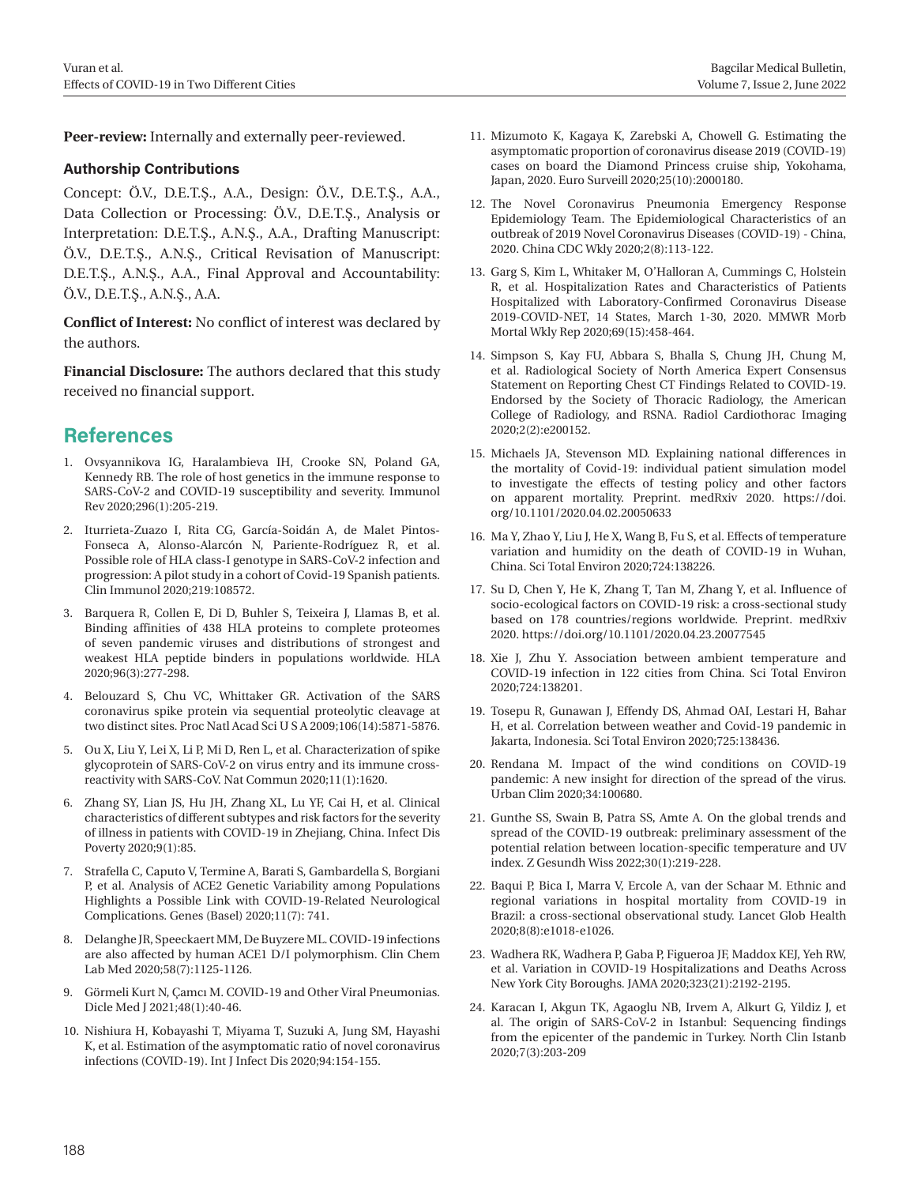**Peer-review:** Internally and externally peer-reviewed.

### Authorship Contributions

Concept: Ö.V., D.E.T.Ş., A.A., Design: Ö.V., D.E.T.Ş., A.A., Data Collection or Processing: Ö.V., D.E.T.Ş., Analysis or Interpretation: D.E.T.Ş., A.N.Ş., A.A., Drafting Manuscript: Ö.V., D.E.T.Ş., A.N.Ş., Critical Revisation of Manuscript: D.E.T.Ş., A.N.Ş., A.A., Final Approval and Accountability: Ö.V., D.E.T.Ş., A.N.Ş., A.A.

**Conflict of Interest:** No conflict of interest was declared by the authors.

**Financial Disclosure:** The authors declared that this study received no financial support.

## References

1. Ovsyannikova IG, Haralambieva IH, Crooke SN, Poland GA, Kennedy RB. The role of host genetics in the immune response to SARS-CoV-2 and COVID-19 susceptibility and severity. Immunol Rev 2020;296(1):205-219.
2. Iturrieta-Zuazo I, Rita CG, García-Soidán A, de Malet Pintos-Fonseca A, Alonso-Alarcón N, Pariente-Rodríguez R, et al. Possible role of HLA class-I genotype in SARS-CoV-2 infection and progression: A pilot study in a cohort of Covid-19 Spanish patients. Clin Immunol 2020;219:108572.
3. Barquera R, Collen E, Di D, Buhler S, Teixeira J, Llamas B, et al. Binding affinities of 438 HLA proteins to complete proteomes of seven pandemic viruses and distributions of strongest and weakest HLA peptide binders in populations worldwide. HLA 2020;96(3):277-298.
4. Belouzard S, Chu VC, Whittaker GR. Activation of the SARS coronavirus spike protein via sequential proteolytic cleavage at two distinct sites. Proc Natl Acad Sci U S A 2009;106(14):5871-5876.
5. Ou X, Liu Y, Lei X, Li P, Mi D, Ren L, et al. Characterization of spike glycoprotein of SARS-CoV-2 on virus entry and its immune cross-reactivity with SARS-CoV. Nat Commun 2020;11(1):1620.
6. Zhang SY, Lian JS, Hu JH, Zhang XL, Lu YF, Cai H, et al. Clinical characteristics of different subtypes and risk factors for the severity of illness in patients with COVID-19 in Zhejiang, China. Infect Dis Poverty 2020;9(1):85.
7. Strafella C, Caputo V, Termine A, Barati S, Gambardella S, Borgiani P, et al. Analysis of ACE2 Genetic Variability among Populations Highlights a Possible Link with COVID-19-Related Neurological Complications. Genes (Basel) 2020;11(7): 741.
8. Delanghe JR, Speeckaert MM, De Buyzere ML. COVID-19 infections are also affected by human ACE1 D/I polymorphism. Clin Chem Lab Med 2020;58(7):1125-1126.
9. Görmeli Kurt N, Çamcı M. COVID-19 and Other Viral Pneumonias. Dicle Med J 2021;48(1):40-46.
10. Nishiura H, Kobayashi T, Miyama T, Suzuki A, Jung SM, Hayashi K, et al. Estimation of the asymptomatic ratio of novel coronavirus infections (COVID-19). Int J Infect Dis 2020;94:154-155.
11. Mizumoto K, Kagaya K, Zarebski A, Chowell G. Estimating the asymptomatic proportion of coronavirus disease 2019 (COVID-19) cases on board the Diamond Princess cruise ship, Yokohama, Japan, 2020. Euro Surveill 2020;25(10):2000180.
12. The Novel Coronavirus Pneumonia Emergency Response Epidemiology Team. The Epidemiological Characteristics of an outbreak of 2019 Novel Coronavirus Diseases (COVID-19) - China, 2020. China CDC Wkly 2020;2(8):113-122.
13. Garg S, Kim L, Whitaker M, O'Halloran A, Cummings C, Holstein R, et al. Hospitalization Rates and Characteristics of Patients Hospitalized with Laboratory-Confirmed Coronavirus Disease 2019-COVID-NET, 14 States, March 1-30, 2020. MMWR Morb Mortal Wkly Rep 2020;69(15):458-464.
14. Simpson S, Kay FU, Abbara S, Bhalla S, Chung JH, Chung M, et al. Radiological Society of North America Expert Consensus Statement on Reporting Chest CT Findings Related to COVID-19. Endorsed by the Society of Thoracic Radiology, the American College of Radiology, and RSNA. Radiol Cardiothorac Imaging 2020;2(2):e200152.
15. Michaels JA, Stevenson MD. Explaining national differences in the mortality of Covid-19: individual patient simulation model to investigate the effects of testing policy and other factors on apparent mortality. Preprint. medRxiv 2020. https://doi.org/10.1101/2020.04.02.20050633
16. Ma Y, Zhao Y, Liu J, He X, Wang B, Fu S, et al. Effects of temperature variation and humidity on the death of COVID-19 in Wuhan, China. Sci Total Environ 2020;724:138226.
17. Su D, Chen Y, He K, Zhang T, Tan M, Zhang Y, et al. Influence of socio-ecological factors on COVID-19 risk: a cross-sectional study based on 178 countries/regions worldwide. Preprint. medRxiv 2020. https://doi.org/10.1101/2020.04.23.20077545
18. Xie J, Zhu Y. Association between ambient temperature and COVID-19 infection in 122 cities from China. Sci Total Environ 2020;724:138201.
19. Tosepu R, Gunawan J, Effendy DS, Ahmad OAI, Lestari H, Bahar H, et al. Correlation between weather and Covid-19 pandemic in Jakarta, Indonesia. Sci Total Environ 2020;725:138436.
20. Rendana M. Impact of the wind conditions on COVID-19 pandemic: A new insight for direction of the spread of the virus. Urban Clim 2020;34:100680.
21. Gunthe SS, Swain B, Patra SS, Amte A. On the global trends and spread of the COVID-19 outbreak: preliminary assessment of the potential relation between location-specific temperature and UV index. Z Gesundh Wiss 2022;30(1):219-228.
22. Baqui P, Bica I, Marra V, Ercole A, van der Schaar M. Ethnic and regional variations in hospital mortality from COVID-19 in Brazil: a cross-sectional observational study. Lancet Glob Health 2020;8(8):e1018-e1026.
23. Wadhera RK, Wadhera P, Gaba P, Figueroa JF, Maddox KEJ, Yeh RW, et al. Variation in COVID-19 Hospitalizations and Deaths Across New York City Boroughs. JAMA 2020;323(21):2192-2195.
24. Karacan I, Akgun TK, Agaoglu NB, Irvem A, Alkurt G, Yildiz J, et al. The origin of SARS-CoV-2 in Istanbul: Sequencing findings from the epicenter of the pandemic in Turkey. North Clin Istanb 2020;7(3):203-209